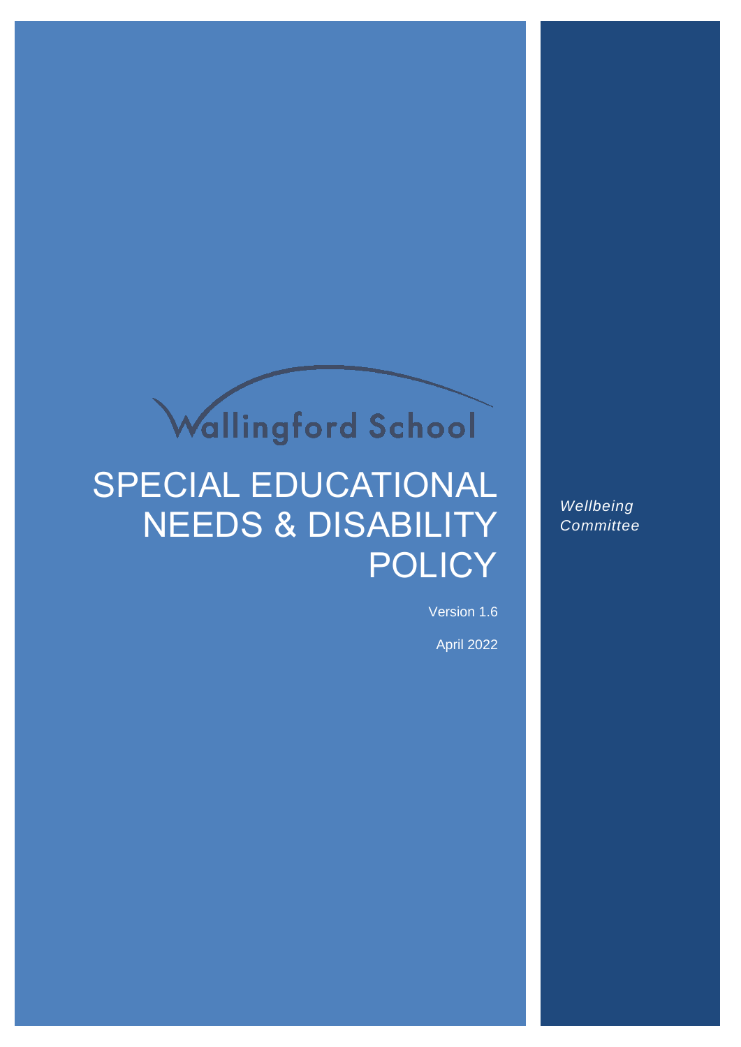Wallingford School

# SPECIAL EDUCATIONAL NEEDS & DISABILITY POLICY

Version 1.6

April 2022

*Wellbeing Committee*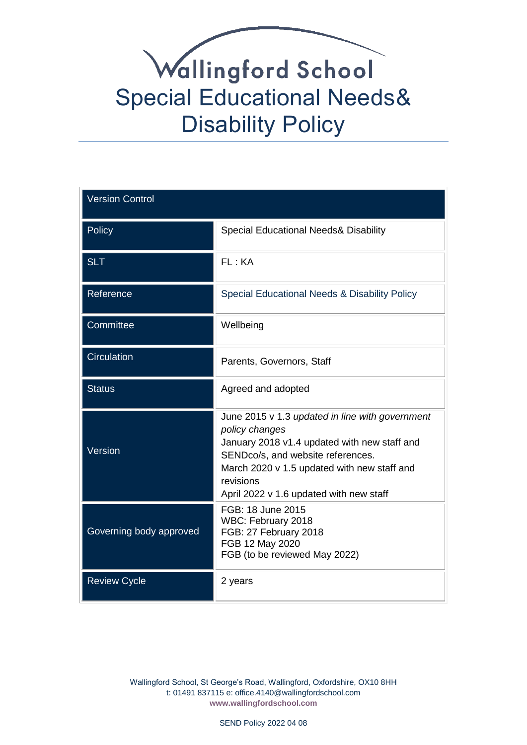# Wallingford School

# Special Educational Needs& Disability Policy

| Version Control | |
|---|---|
| Policy | Special Educational Needs& Disability |
| SLT | FL : KA |
| Reference | Special Educational Needs & Disability Policy |
| Committee | Wellbeing |
| Circulation | Parents, Governors, Staff |
| Status | Agreed and adopted |
| Version | June 2015 v 1.3 *updated in line with government policy changes*<br>January 2018 v1.4 updated with new staff and SENDco/s, and website references.<br>March 2020 v 1.5 updated with new staff and revisions<br>April 2022 v 1.6 updated with new staff |
| Governing body approved | FGB: 18 June 2015<br>WBC: February 2018<br>FGB: 27 February 2018<br>FGB 12 May 2020<br>FGB (to be reviewed May 2022) |
| Review Cycle | 2 years |

Wallingford School, St George's Road, Wallingford, Oxfordshire, OX10 8HH
t: 01491 837115 e: office.4140@wallingfordschool.com
**www.wallingfordschool.com**

SEND Policy 2022 04 08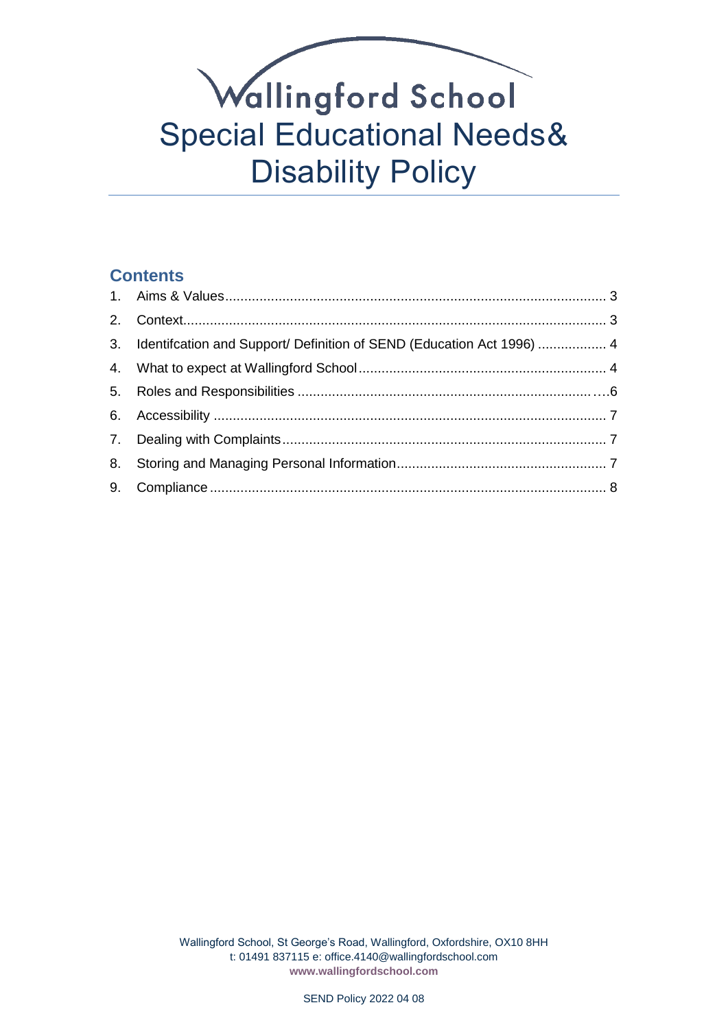# Wallingford School

# Special Educational Needs& Disability Policy

## Contents

1. Aims & Values .......... 3
2. Context .......... 3
3. Identifcation and Support/ Definition of SEND (Education Act 1996) .......... 4
4. What to expect at Wallingford School .......... 4
5. Roles and Responsibilities .......... 6
6. Accessibility .......... 7
7. Dealing with Complaints .......... 7
8. Storing and Managing Personal Information .......... 7
9. Compliance .......... 8

Wallingford School, St George's Road, Wallingford, Oxfordshire, OX10 8HH
t: 01491 837115 e: office.4140@wallingfordschool.com
**www.wallingfordschool.com**

SEND Policy 2022 04 08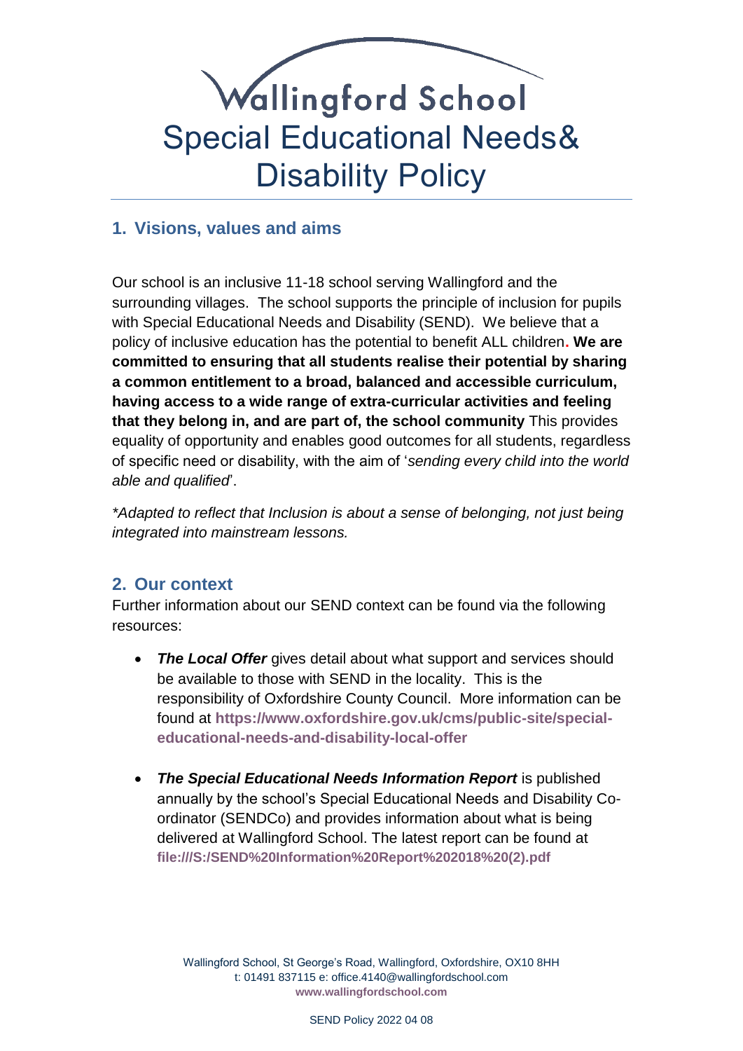# Wallingford School
# Special Educational Needs& Disability Policy

## 1. Visions, values and aims

Our school is an inclusive 11-18 school serving Wallingford and the surrounding villages. The school supports the principle of inclusion for pupils with Special Educational Needs and Disability (SEND). We believe that a policy of inclusive education has the potential to benefit ALL children**. We are committed to ensuring that all students realise their potential by sharing a common entitlement to a broad, balanced and accessible curriculum, having access to a wide range of extra-curricular activities and feeling that they belong in, and are part of, the school community** This provides equality of opportunity and enables good outcomes for all students, regardless of specific need or disability, with the aim of '*sending every child into the world able and qualified*'.

**Adapted to reflect that Inclusion is about a sense of belonging, not just being integrated into mainstream lessons.*

## 2. Our context

Further information about our SEND context can be found via the following resources:

- ***The Local Offer*** gives detail about what support and services should be available to those with SEND in the locality. This is the responsibility of Oxfordshire County Council. More information can be found at **https://www.oxfordshire.gov.uk/cms/public-site/special-educational-needs-and-disability-local-offer**

- ***The Special Educational Needs Information Report*** is published annually by the school's Special Educational Needs and Disability Co-ordinator (SENDCo) and provides information about what is being delivered at Wallingford School. The latest report can be found at **file:///S:/SEND%20Information%20Report%202018%20(2).pdf**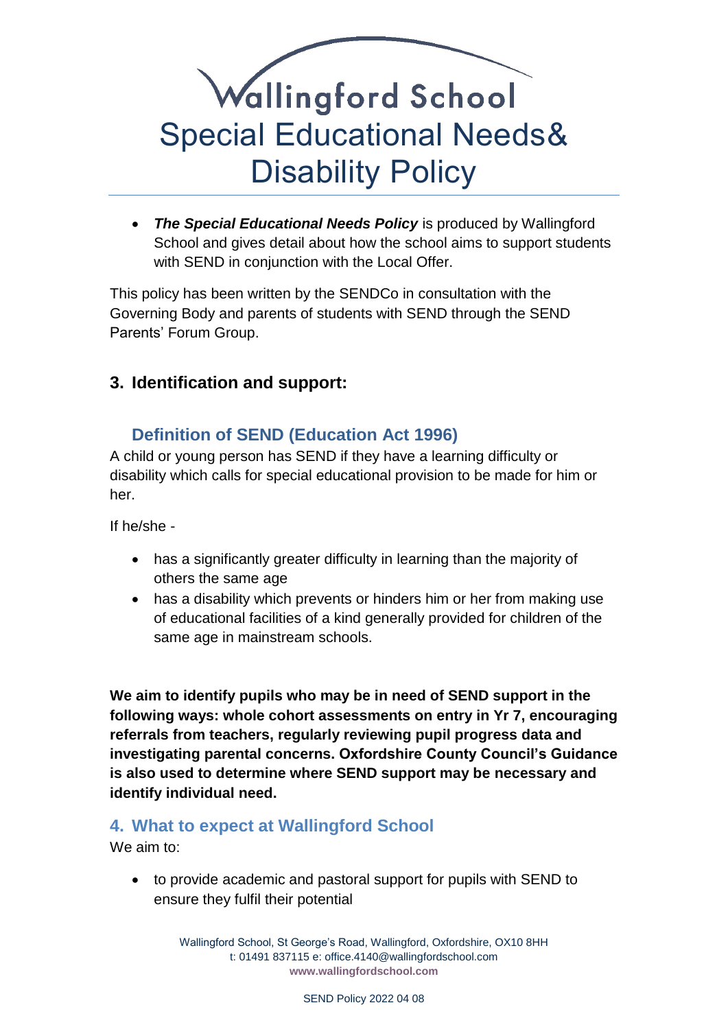# Wallingford School Special Educational Needs& Disability Policy

- ***The Special Educational Needs Policy*** is produced by Wallingford School and gives detail about how the school aims to support students with SEND in conjunction with the Local Offer.

This policy has been written by the SENDCo in consultation with the Governing Body and parents of students with SEND through the SEND Parents' Forum Group.

## 3. Identification and support:

### Definition of SEND (Education Act 1996)

A child or young person has SEND if they have a learning difficulty or disability which calls for special educational provision to be made for him or her.

If he/she -

- has a significantly greater difficulty in learning than the majority of others the same age
- has a disability which prevents or hinders him or her from making use of educational facilities of a kind generally provided for children of the same age in mainstream schools.

**We aim to identify pupils who may be in need of SEND support in the following ways: whole cohort assessments on entry in Yr 7, encouraging referrals from teachers, regularly reviewing pupil progress data and investigating parental concerns. Oxfordshire County Council's Guidance is also used to determine where SEND support may be necessary and identify individual need.**

## 4. What to expect at Wallingford School

We aim to:

- to provide academic and pastoral support for pupils with SEND to ensure they fulfil their potential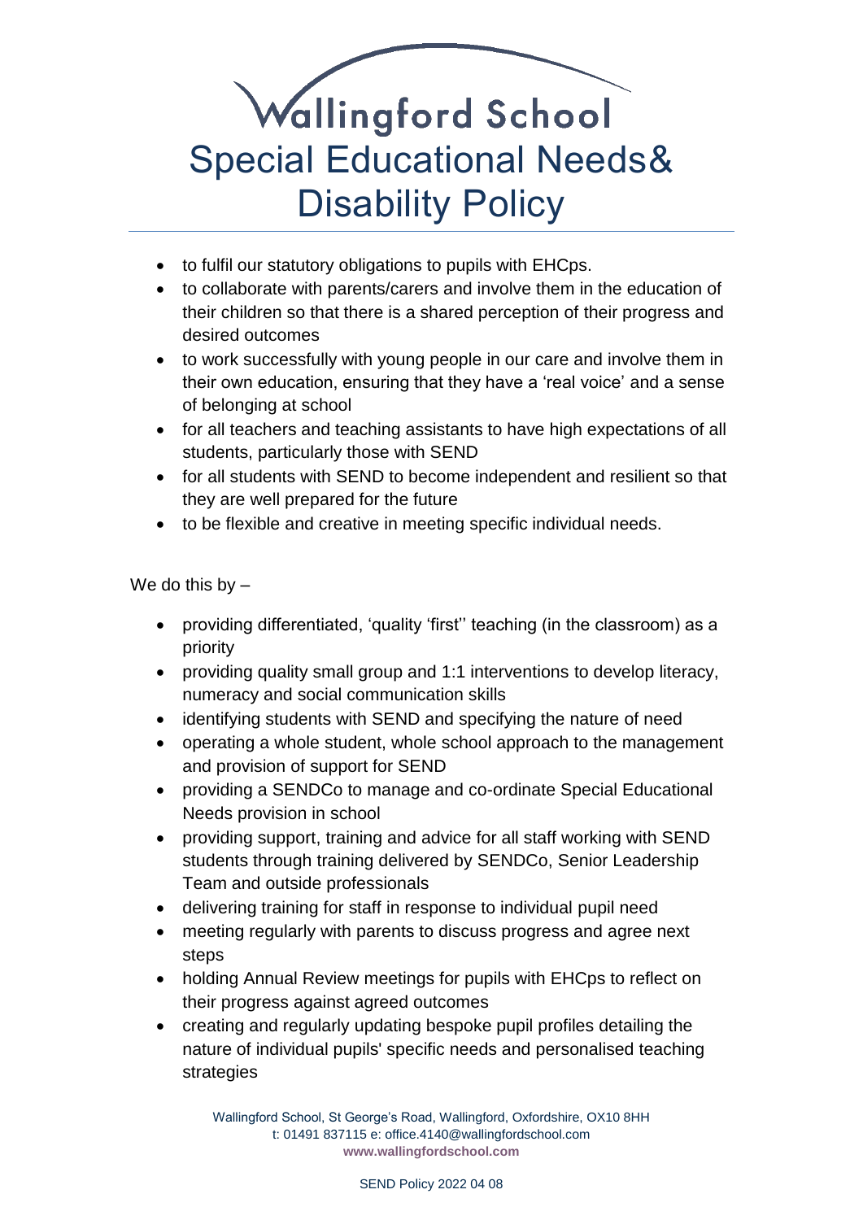- to fulfil our statutory obligations to pupils with EHCps.
- to collaborate with parents/carers and involve them in the education of their children so that there is a shared perception of their progress and desired outcomes
- to work successfully with young people in our care and involve them in their own education, ensuring that they have a 'real voice' and a sense of belonging at school
- for all teachers and teaching assistants to have high expectations of all students, particularly those with SEND
- for all students with SEND to become independent and resilient so that they are well prepared for the future
- to be flexible and creative in meeting specific individual needs.

We do this by –

- providing differentiated, 'quality 'first'' teaching (in the classroom) as a priority
- providing quality small group and 1:1 interventions to develop literacy, numeracy and social communication skills
- identifying students with SEND and specifying the nature of need
- operating a whole student, whole school approach to the management and provision of support for SEND
- providing a SENDCo to manage and co-ordinate Special Educational Needs provision in school
- providing support, training and advice for all staff working with SEND students through training delivered by SENDCo, Senior Leadership Team and outside professionals
- delivering training for staff in response to individual pupil need
- meeting regularly with parents to discuss progress and agree next steps
- holding Annual Review meetings for pupils with EHCps to reflect on their progress against agreed outcomes
- creating and regularly updating bespoke pupil profiles detailing the nature of individual pupils' specific needs and personalised teaching strategies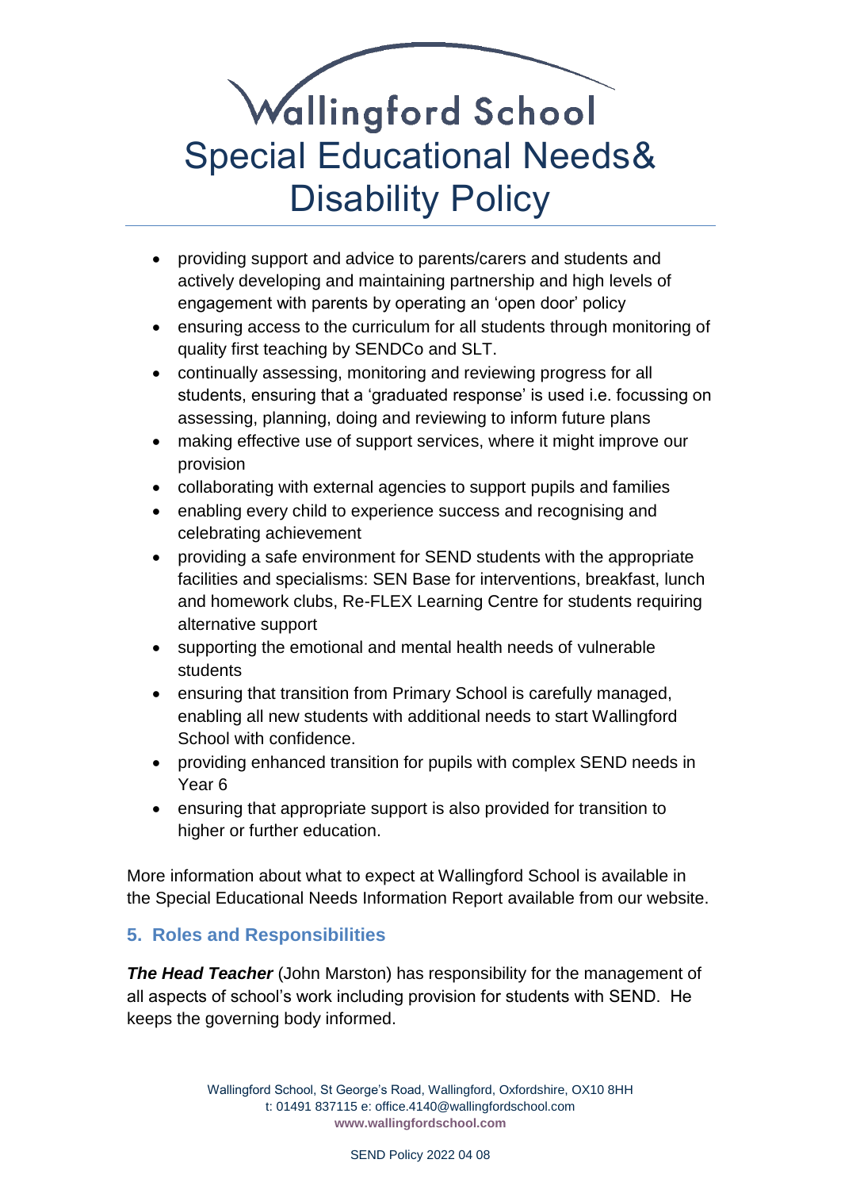- providing support and advice to parents/carers and students and actively developing and maintaining partnership and high levels of engagement with parents by operating an 'open door' policy
- ensuring access to the curriculum for all students through monitoring of quality first teaching by SENDCo and SLT.
- continually assessing, monitoring and reviewing progress for all students, ensuring that a 'graduated response' is used i.e. focussing on assessing, planning, doing and reviewing to inform future plans
- making effective use of support services, where it might improve our provision
- collaborating with external agencies to support pupils and families
- enabling every child to experience success and recognising and celebrating achievement
- providing a safe environment for SEND students with the appropriate facilities and specialisms: SEN Base for interventions, breakfast, lunch and homework clubs, Re-FLEX Learning Centre for students requiring alternative support
- supporting the emotional and mental health needs of vulnerable students
- ensuring that transition from Primary School is carefully managed, enabling all new students with additional needs to start Wallingford School with confidence.
- providing enhanced transition for pupils with complex SEND needs in Year 6
- ensuring that appropriate support is also provided for transition to higher or further education.

More information about what to expect at Wallingford School is available in the Special Educational Needs Information Report available from our website.

## 5. Roles and Responsibilities

***The Head Teacher*** (John Marston) has responsibility for the management of all aspects of school's work including provision for students with SEND. He keeps the governing body informed.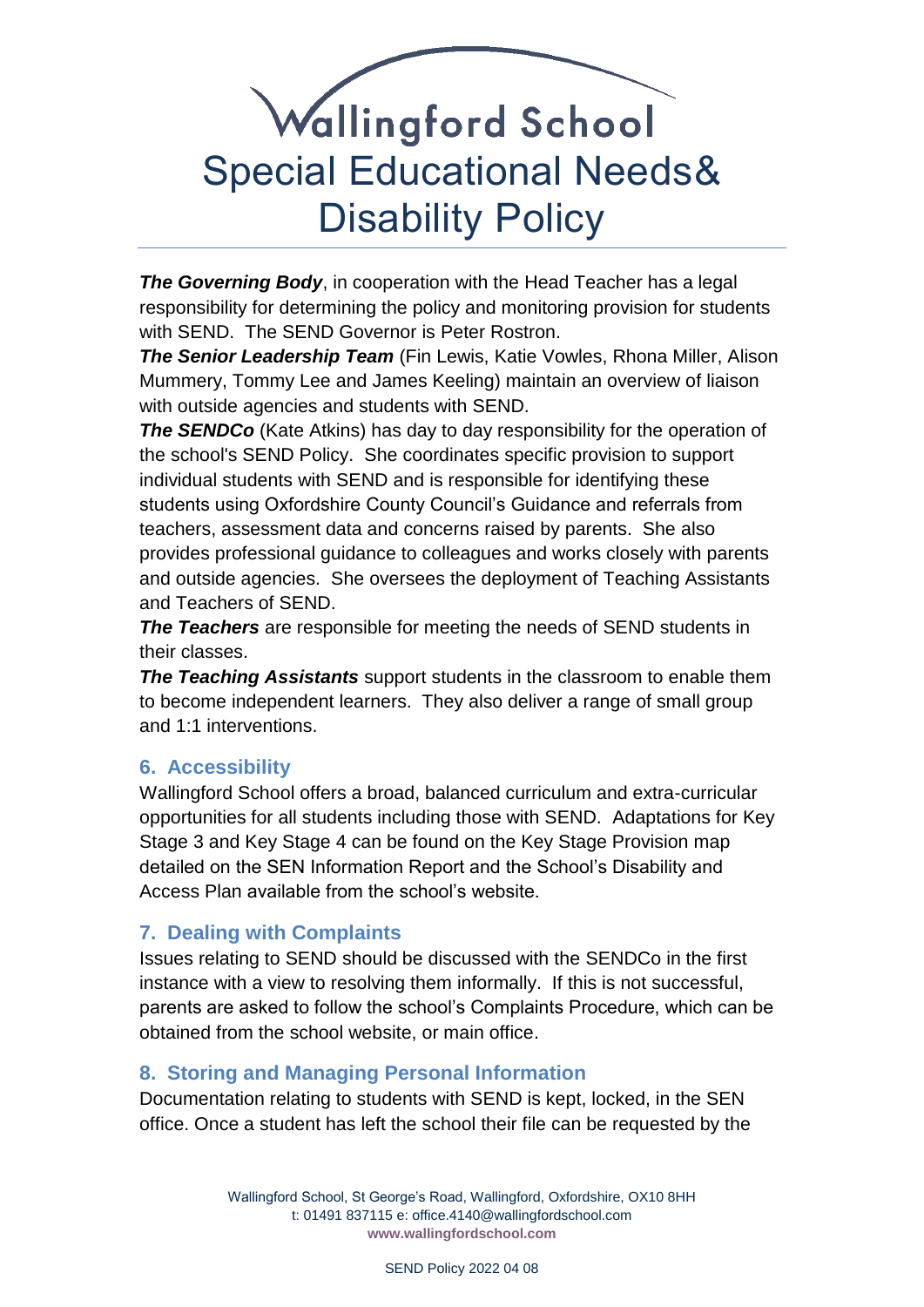# Wallingford School
# Special Educational Needs& Disability Policy

***The Governing Body***, in cooperation with the Head Teacher has a legal responsibility for determining the policy and monitoring provision for students with SEND. The SEND Governor is Peter Rostron.

***The Senior Leadership Team*** (Fin Lewis, Katie Vowles, Rhona Miller, Alison Mummery, Tommy Lee and James Keeling) maintain an overview of liaison with outside agencies and students with SEND.

***The SENDCo*** (Kate Atkins) has day to day responsibility for the operation of the school's SEND Policy. She coordinates specific provision to support individual students with SEND and is responsible for identifying these students using Oxfordshire County Council's Guidance and referrals from teachers, assessment data and concerns raised by parents. She also provides professional guidance to colleagues and works closely with parents and outside agencies. She oversees the deployment of Teaching Assistants and Teachers of SEND.

***The Teachers*** are responsible for meeting the needs of SEND students in their classes.

***The Teaching Assistants*** support students in the classroom to enable them to become independent learners. They also deliver a range of small group and 1:1 interventions.

## 6. Accessibility

Wallingford School offers a broad, balanced curriculum and extra-curricular opportunities for all students including those with SEND. Adaptations for Key Stage 3 and Key Stage 4 can be found on the Key Stage Provision map detailed on the SEN Information Report and the School's Disability and Access Plan available from the school's website.

## 7. Dealing with Complaints

Issues relating to SEND should be discussed with the SENDCo in the first instance with a view to resolving them informally. If this is not successful, parents are asked to follow the school's Complaints Procedure, which can be obtained from the school website, or main office.

## 8. Storing and Managing Personal Information

Documentation relating to students with SEND is kept, locked, in the SEN office. Once a student has left the school their file can be requested by the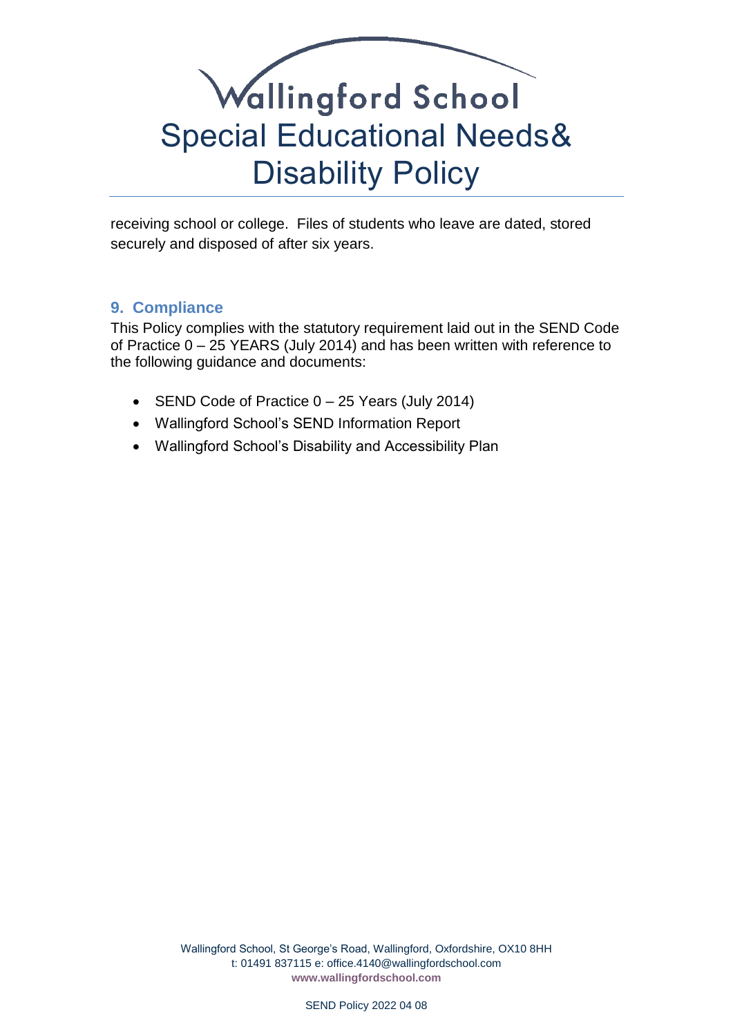receiving school or college. Files of students who leave are dated, stored securely and disposed of after six years.

## 9. Compliance

This Policy complies with the statutory requirement laid out in the SEND Code of Practice 0 – 25 YEARS (July 2014) and has been written with reference to the following guidance and documents:

- SEND Code of Practice 0 – 25 Years (July 2014)
- Wallingford School's SEND Information Report
- Wallingford School's Disability and Accessibility Plan